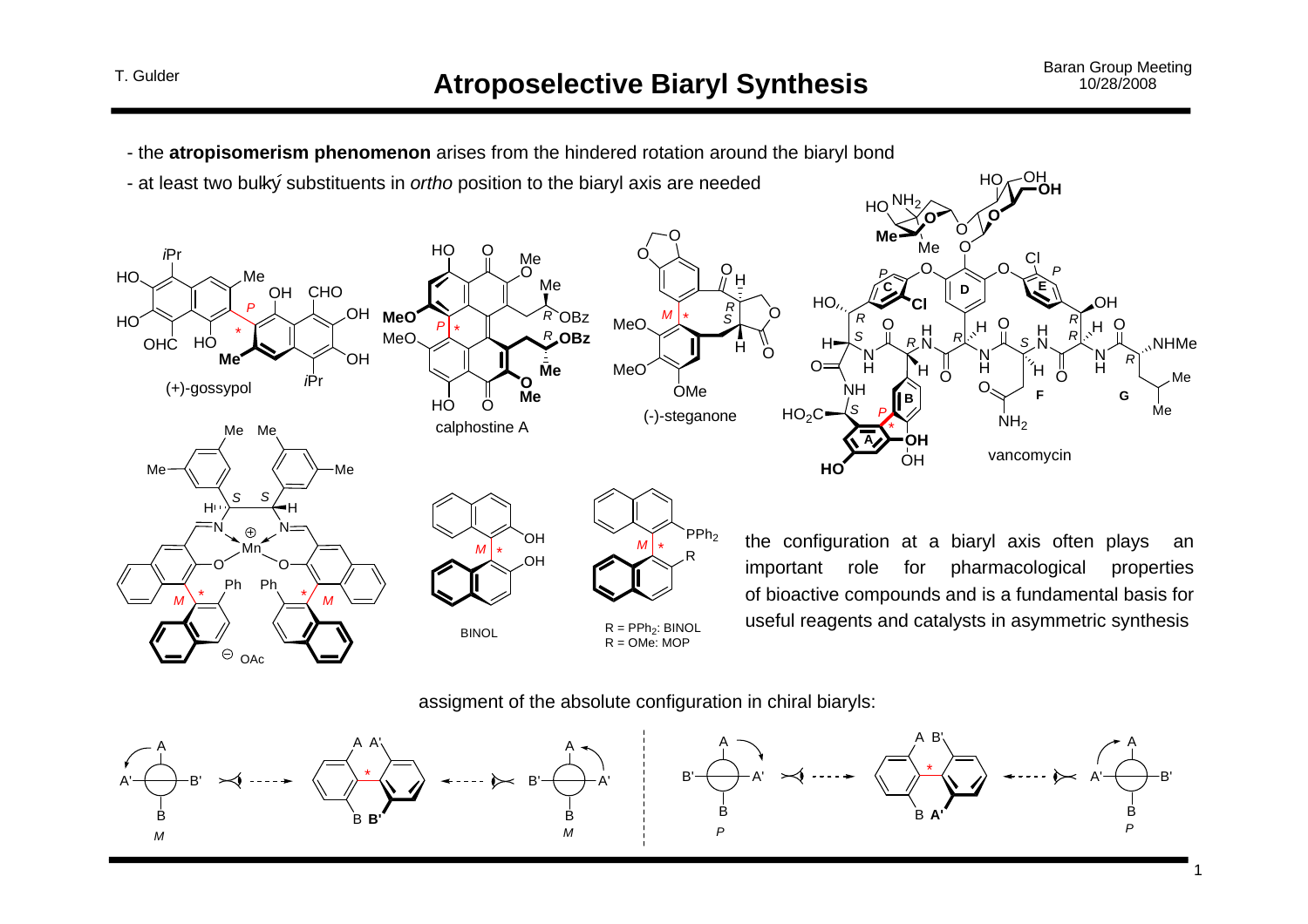# Atroposelective Biaryl Synthesis

- the **atropisomerism phenomenon** arises from the hindered rotation around the biaryl bond
- at least two bulky substituents in *ortho* position to the biaryl axis are needed

(+)-gossypol

calphostine A

(-)-steganone

vancomycin

BINOL

R = $PPh_2$: BINOL
R = OMe: MOP

the configuration at a biaryl axis often plays an important role for pharmacological properties of bioactive compounds and is a fundamental basis for useful reagents and catalysts in asymmetric synthesis

assigment of the absolute configuration in chiral biaryls: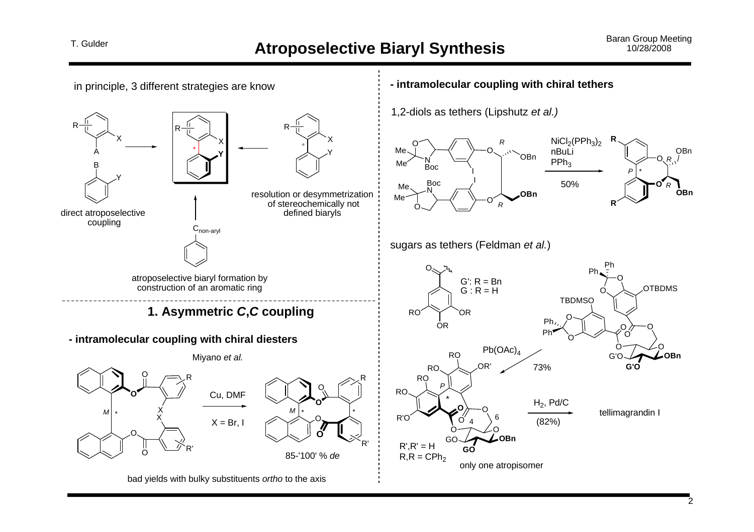# Atroposelective Biaryl Synthesis

in principle, 3 different strategies are know

direct atroposelective coupling

resolution or desymmetrization of stereochemically not defined biaryls

atroposelective biaryl formation by construction of an aromatic ring

## 1. Asymmetric *C,C* coupling

### - intramolecular coupling with chiral diesters

Miyano *et al.*

Cu, DMF

X = Br, I

85-'100' % *de*

bad yields with bulky substituents *ortho* to the axis

### - intramolecular coupling with chiral tethers

1,2-diols as tethers (Lipshutz *et al.)*

$NiCl_2(PPh_3)_2$
nBuLi
$PPh_3$

50%

sugars as tethers (Feldman *et al.*)

G': R = Bn
G : R = H

$Pb(OAc)_4$

73%

$R',R' = H$
$R,R = CPh_2$

only one atropisomer

$H_2$, Pd/C

(82%)

tellimagrandin I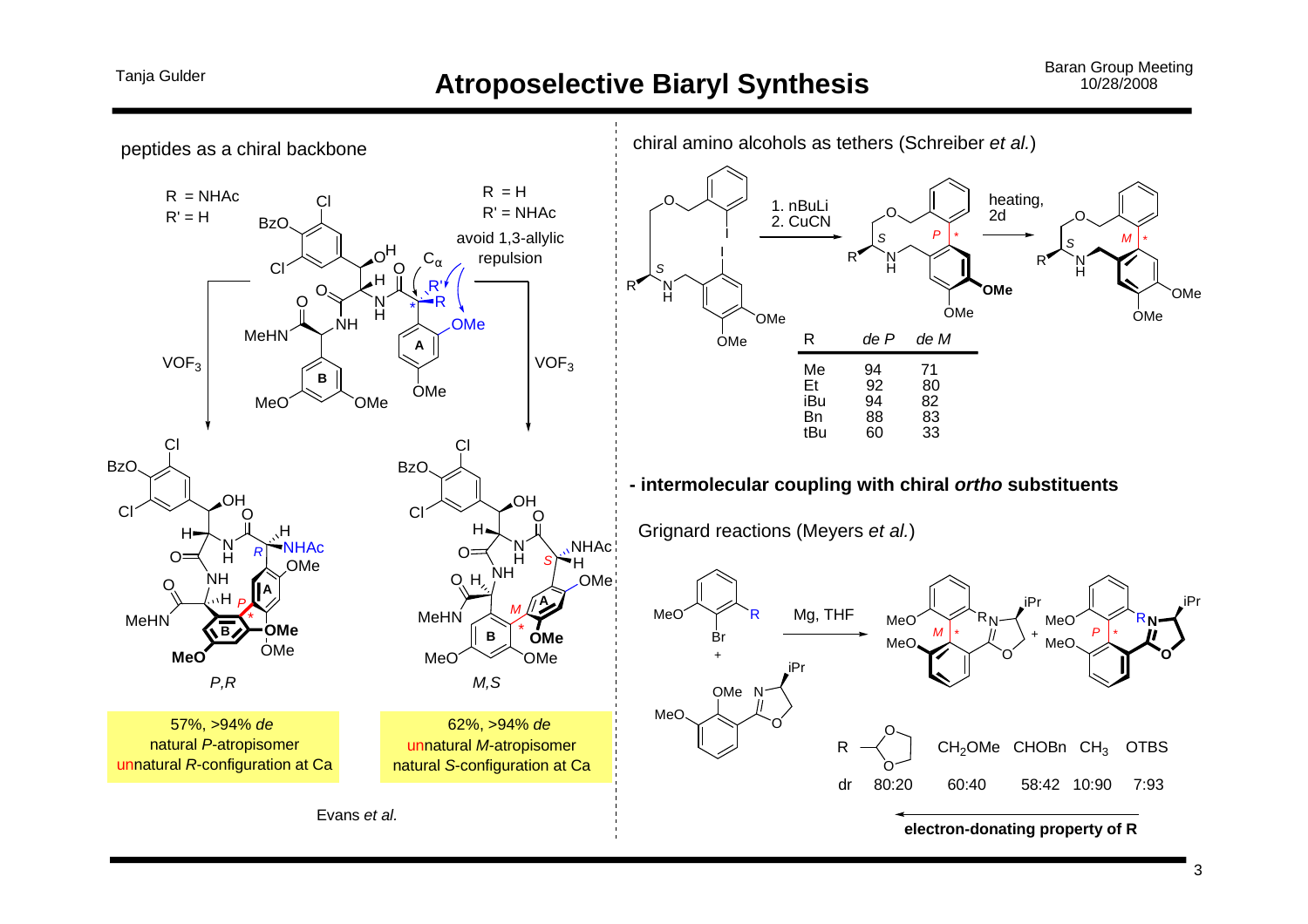# Atroposelective Biaryl Synthesis

## peptides as a chiral backbone

R = NHAc, R' = H

R = H, R' = NHAc

avoid 1,3-allylic repulsion

$VOF_3$

$VOF_3$

*P,R*

*M,S*

57%, >94% *de*
natural *P*-atropisomer
unnatural *R*-configuration at Ca

62%, >94% *de*
unnatural *M*-atropisomer
natural *S*-configuration at Ca

Evans *et al.*

## chiral amino alcohols as tethers (Schreiber *et al.*)

1. nBuLi
2. CuCN

heating, 2d

| R | *de P* | *de M* |
|---|---|---|
| Me | 94 | 71 |
| Et | 92 | 80 |
| iBu | 94 | 82 |
| Bn | 88 | 83 |
| tBu | 60 | 33 |

**- intermolecular coupling with chiral *ortho* substituents**

Grignard reactions (Meyers *et al.*)

Mg, THF

| R | 1,3-dioxolan-2-yl | $CH_2OMe$ | CHOBn | $CH_3$ | OTBS |
|---|---|---|---|---|---|
| dr | 80:20 | 60:40 | 58:42 | 10:90 | 7:93 |

**electron-donating property of R** (increasing from left to right)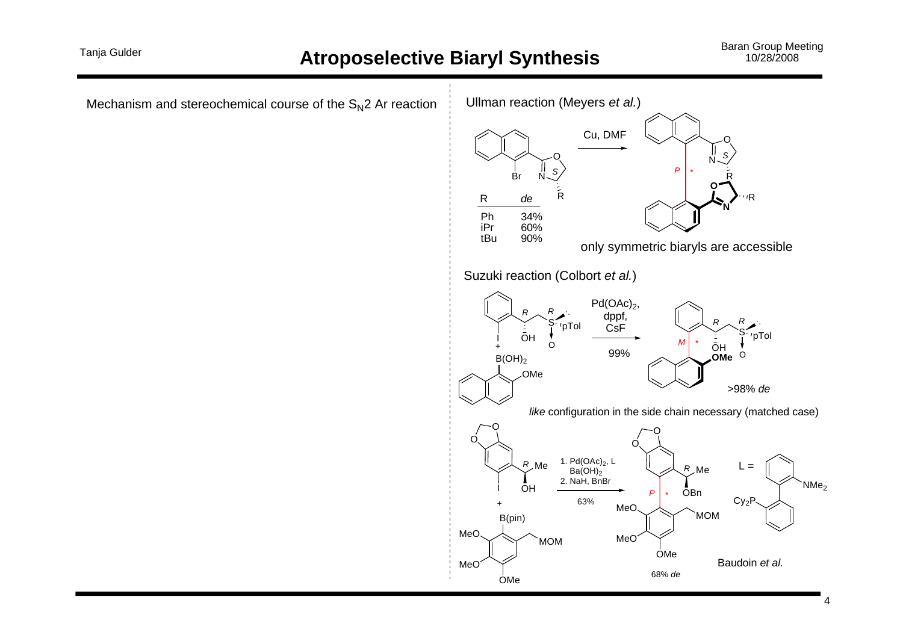# Atroposelective Biaryl Synthesis

Mechanism and stereochemical course of the $S_N2$ Ar reaction

Ullman reaction (Meyers *et al.*)

Cu, DMF

| R | *de* |
|---|---|
| Ph | 34% |
| iPr | 60% |
| tBu | 90% |

only symmetric biaryls are accessible

Suzuki reaction (Colbort *et al.*)

$Pd(OAc)_2$, dppf, CsF

99%

>98% *de*

*like* configuration in the side chain necessary (matched case)

1. $Pd(OAc)_2$, L, $Ba(OH)_2$
2. NaH, BnBr

63%

68% *de*

L = (2'-dimethylamino-2-biphenylyl)dicyclohexylphosphine ($Cy_2P$, $NMe_2$)

Baudoin *et al.*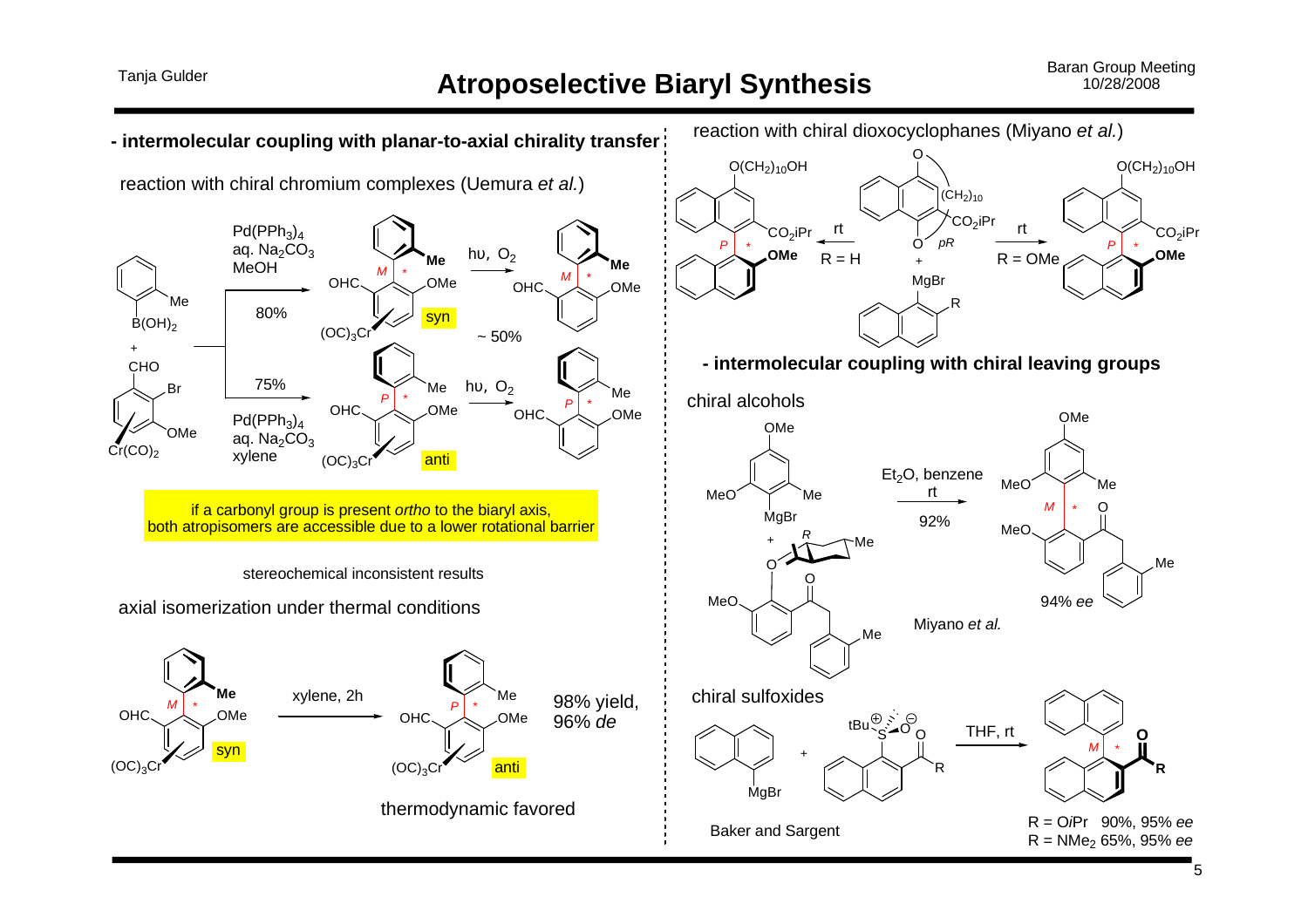# Atroposelective Biaryl Synthesis

**- intermolecular coupling with planar-to-axial chirality transfer**

reaction with chiral chromium complexes (Uemura *et al.*)

$Pd(PPh_3)_4$, aq. $Na_2CO_3$, MeOH — 80% — *M* syn — hυ, $O_2$ — ~ 50%

$Pd(PPh_3)_4$, aq. $Na_2CO_3$, xylene — 75% — *P* anti — hυ, $O_2$

if a carbonyl group is present *ortho* to the biaryl axis, both atropisomers are accessible due to a lower rotational barrier

stereochemical inconsistent results

axial isomerization under thermal conditions

*M* syn — xylene, 2h → *P* anti — 98% yield, 96% *de*

thermodynamic favored

reaction with chiral dioxocyclophanes (Miyano *et al.*)

*pR* cyclophane + MgBr naphthalene: R = H, rt → *P*; R = OMe, rt → *P*

**- intermolecular coupling with chiral leaving groups**

chiral alcohols

$Et_2O$, benzene, rt — 92% → *M*, 94% *ee*

Miyano *et al.*

chiral sulfoxides

THF, rt → *M*

Baker and Sargent

R = O*i*Pr 90%, 95% *ee*
R = $NMe_2$ 65%, 95% *ee*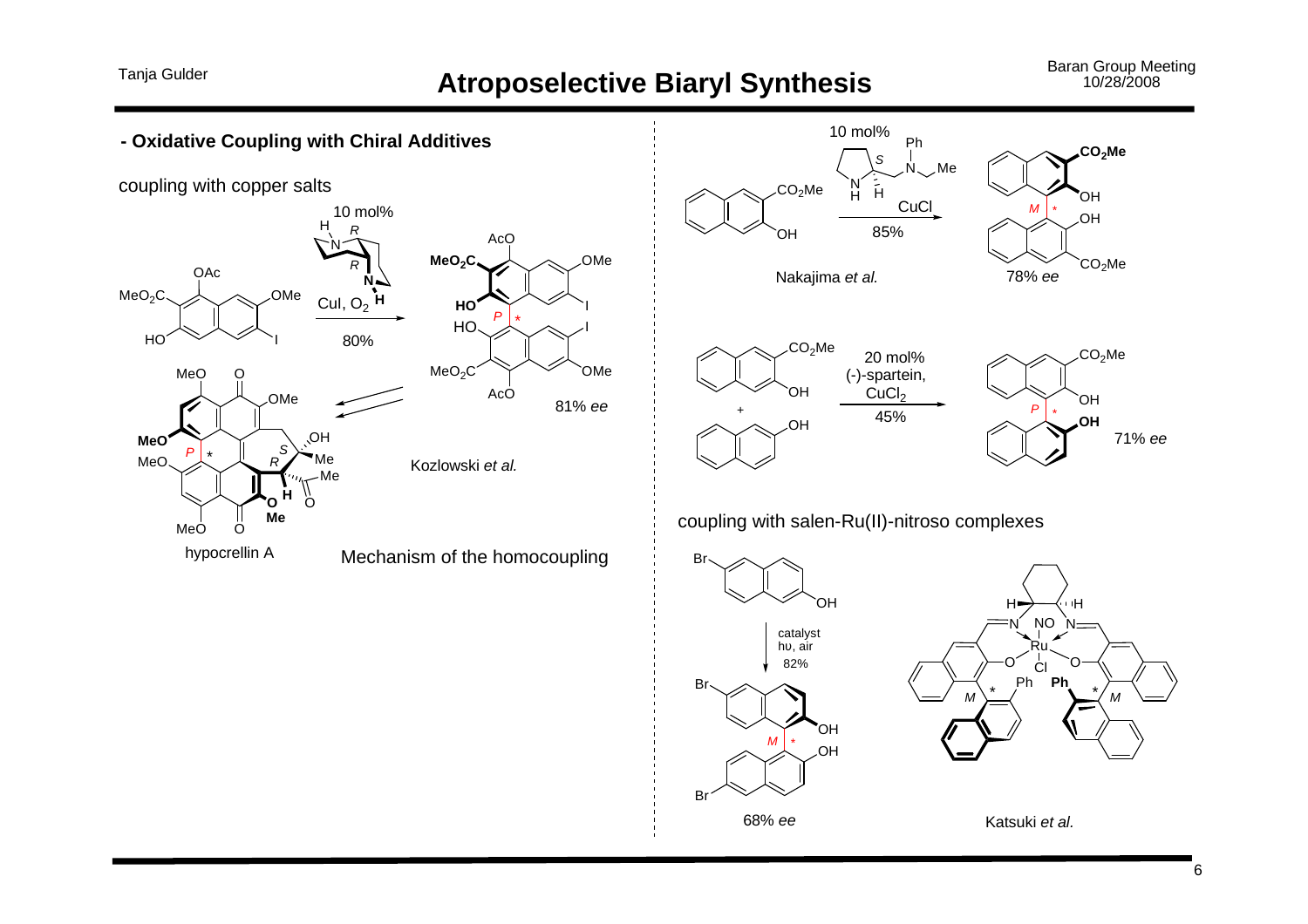# Atroposelective Biaryl Synthesis

## - Oxidative Coupling with Chiral Additives

coupling with copper salts

10 mol%

CuI, $O_2$

80%

81% *ee*

hypocrellin A

Kozlowski *et al.*

Mechanism of the homocoupling

10 mol%

CuCl

85%

78% *ee*

Nakajima *et al.*

20 mol% (-)-spartein, $CuCl_2$

45%

71% *ee*

coupling with salen-Ru(II)-nitroso complexes

catalyst hυ, air

82%

68% *ee*

Katsuki *et al.*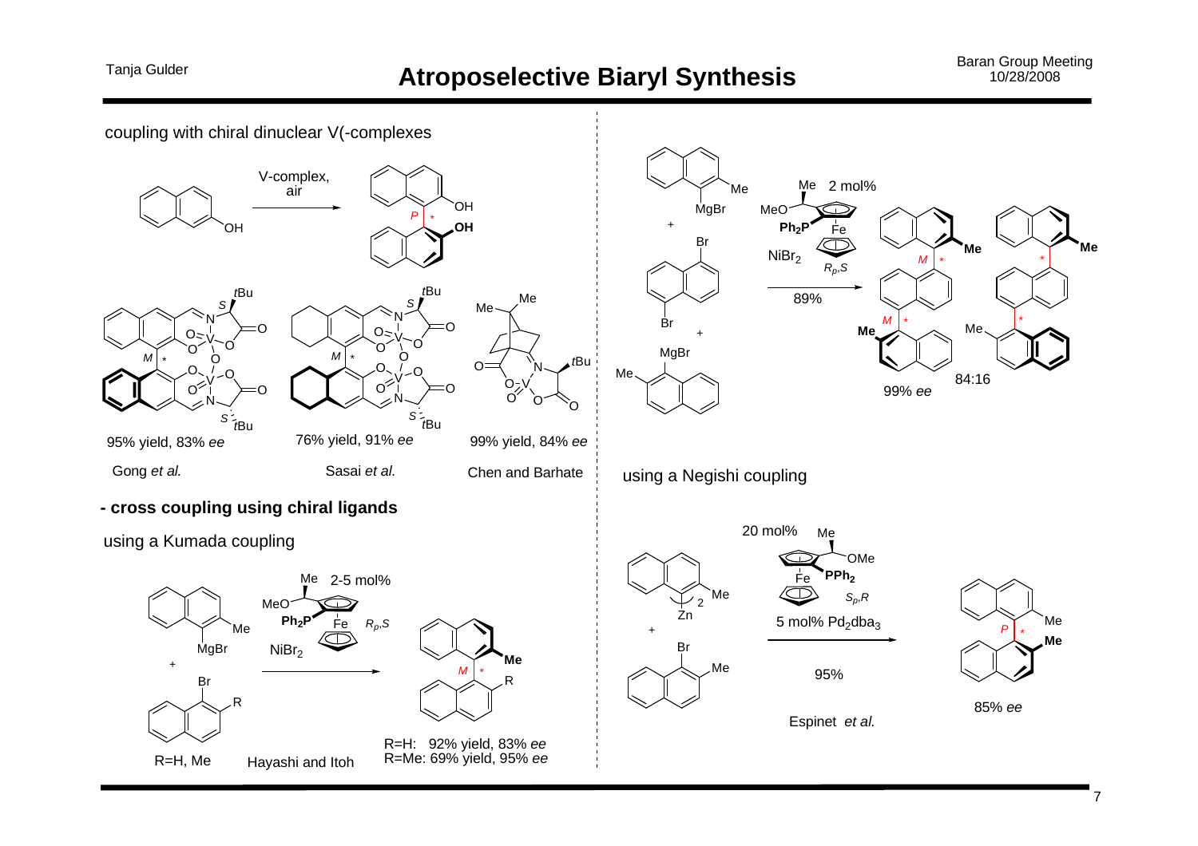# Atroposelective Biaryl Synthesis

coupling with chiral dinuclear V(-complexes

V-complex, air

*P*

$t$Bu, *S*, *M*, *S*, $t$Bu

95% yield, 83% *ee*

Gong *et al.*

76% yield, 91% *ee*

Sasai *et al.*

99% yield, 84% *ee*

Chen and Barhate

**- cross coupling using chiral ligands**

using a Kumada coupling

2-5 mol%

MeO, Me, $Ph_2P$, Fe, $R_p,S$

$NiBr_2$

R=H, Me

Hayashi and Itoh

*M*

R=H: 92% yield, 83% *ee*
R=Me: 69% yield, 95% *ee*

2 mol%

$NiBr_2$

$R_p,S$

89%

*M*, *M*

84:16

99% *ee*

using a Negishi coupling

20 mol%

$S_p,R$

5 mol% $Pd_2dba_3$

95%

Espinet *et al.*

*P*

85% *ee*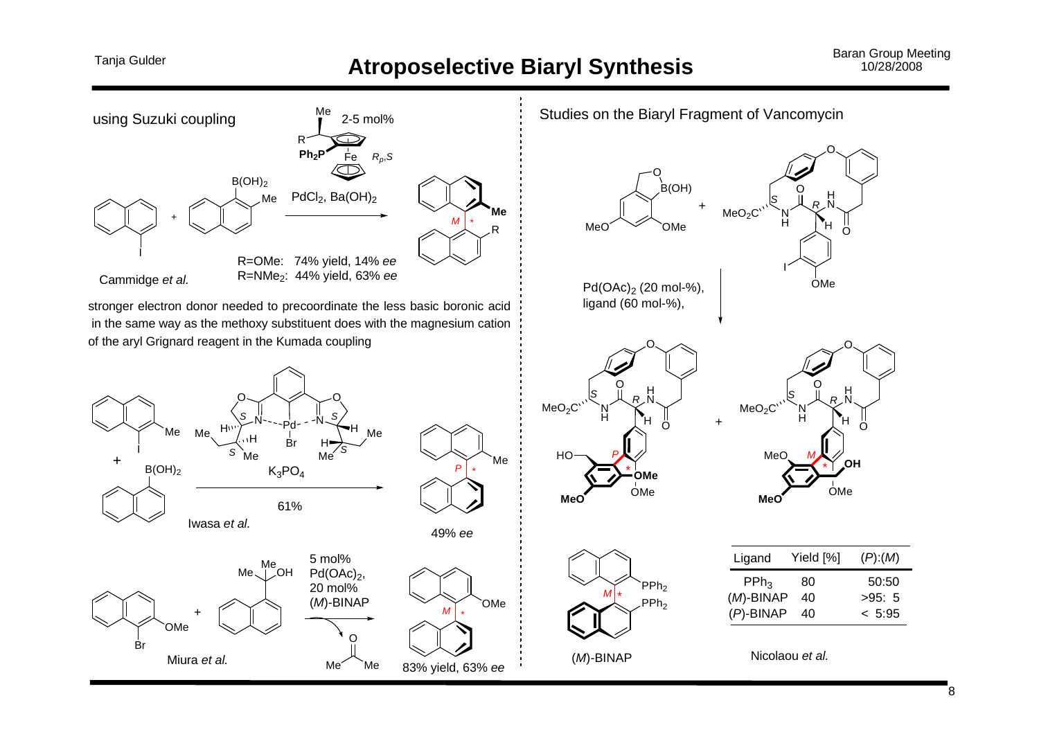# Atroposelective Biaryl Synthesis

## using Suzuki coupling

2-5 mol% ($R_p$,$S$) ferrocenyl phosphine ligand (R, Me, $Ph_2P$, Fe)

$PdCl_2$, $Ba(OH)_2$

R=OMe: 74% yield, 14% *ee*
R=$NMe_2$: 44% yield, 63% *ee*

Cammidge *et al.*

stronger electron donor needed to precoordinate the less basic boronic acid in the same way as the methoxy substituent does with the magnesium cation of the aryl Grignard reagent in the Kumada coupling

$K_3PO_4$

61%

Iwasa *et al.*

49% *ee*

5 mol% $Pd(OAc)_2$, 20 mol% ($M$)-BINAP

Miura *et al.*

83% yield, 63% *ee*

## Studies on the Biaryl Fragment of Vancomycin

$Pd(OAc)_2$ (20 mol-%), ligand (60 mol-%),

(*M*)-BINAP

| Ligand | Yield [%] | (*P*):(*M*) |
|---|---|---|
| $PPh_3$ | 80 | 50:50 |
| (*M*)-BINAP | 40 | >95: 5 |
| (*P*)-BINAP | 40 | < 5:95 |

Nicolaou *et al.*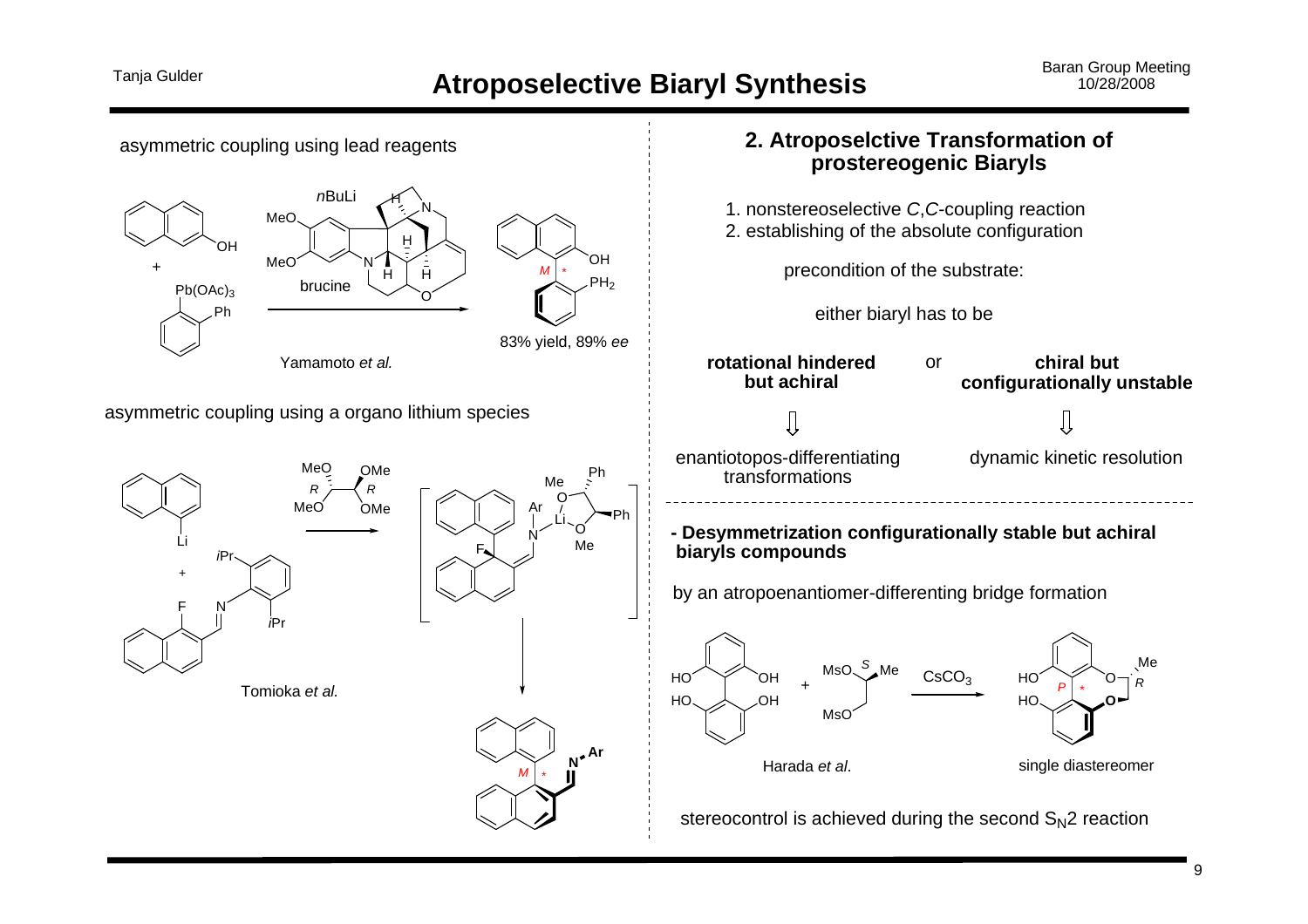# Atroposelective Biaryl Synthesis

asymmetric coupling using lead reagents

$n$BuLi, brucine

83% yield, 89% *ee*

Yamamoto *et al.*

asymmetric coupling using a organo lithium species

Tomioka *et al.*

## 2. Atroposelctive Transformation of prostereogenic Biaryls

1. nonstereoselective *C*,*C*-coupling reaction
2. establishing of the absolute configuration

precondition of the substrate:

either biaryl has to be

**rotational hindered but achiral** → enantiotopos-differentiating transformations

or

**chiral but configurationally unstable** → dynamic kinetic resolution

**- Desymmetrization configurationally stable but achiral biaryls compounds**

by an atropoenantiomer-differentiang bridge formation

$CsCO_3$

Harada *et al*.

single diastereomer

stereocontrol is achieved during the second $S_N2$ reaction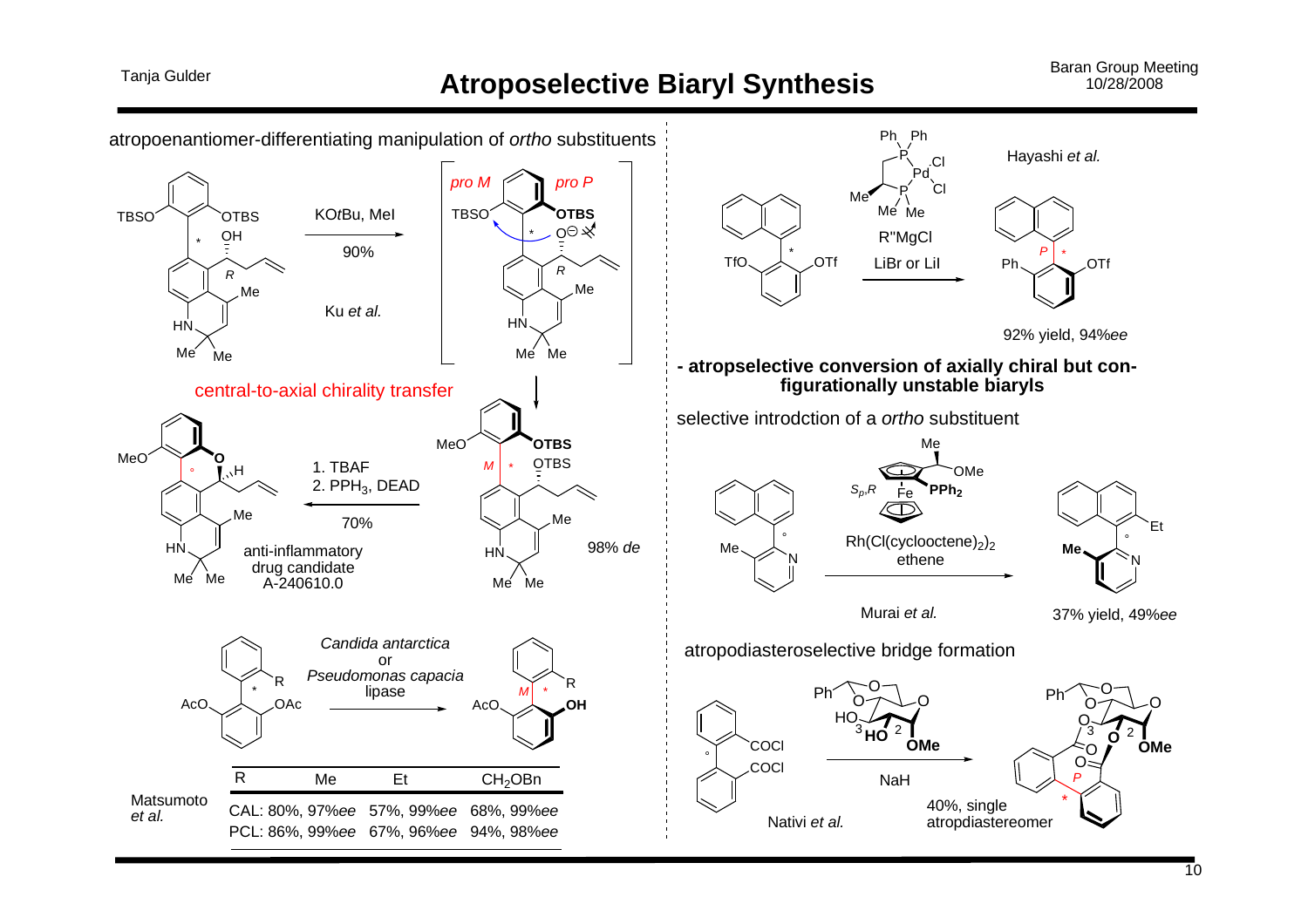# Atroposelective Biaryl Synthesis

atropoenantiomer-differentiating manipulation of *ortho* substituents

TBSO, OTBS, OH, *R*, Me, HN, Me Me

KO*t*Bu, MeI

90%

Ku *et al.*

*pro M*, *pro P*, TBSO, **OTBS**, $O^{\ominus}$, *R*, Me, HN, Me Me

MeO, **OTBS**, *M*, OTBS, Me, HN, Me Me

98% *de*

central-to-axial chirality transfer

1. TBAF
2. $PPH_3$, DEAD

70%

MeO, O, H, Me, HN, Me Me

anti-inflammatory drug candidate A-240610.0

AcO, OAc, R

*Candida antarctica* or *Pseudomonas capacia* lipase

AcO, **OH**, R, *M*

Matsumoto *et al.*

| R | Me | Et | $CH_2OBn$ |
|---|---|---|---|
| CAL: | 80%, 97%*ee* | 57%, 99%*ee* | 68%, 99%*ee* |
| PCL: | 86%, 99%*ee* | 67%, 96%*ee* | 94%, 98%*ee* |

Hayashi *et al.*

TfO, OTf

Ph Ph, P, Pd, Cl, Cl, P, Me, Me Me

R''MgCl

LiBr or LiI

Ph, OTf, *P*

92% yield, 94%*ee*

**- atropselective conversion of axially chiral but configurationally unstable biaryls**

selective introdction of a *ortho* substituent

Me, N

Me, OMe, **$PPh_2$**, Fe, $S_p$,*R*

$Rh(Cl(cyclooctene)_2)_2$

ethene

Murai *et al.*

**Me**, N, Et

37% yield, 49%*ee*

atropodiasteroselective bridge formation

COCl, COCl

Ph, O, O, O, HO, 3, **HO**, 2, **OMe**

NaH

Nativi *et al.*

Ph, O, O, O, O, 3, **O**, 2, **OMe**, O, O, *P*

40%, single atropdiastereomer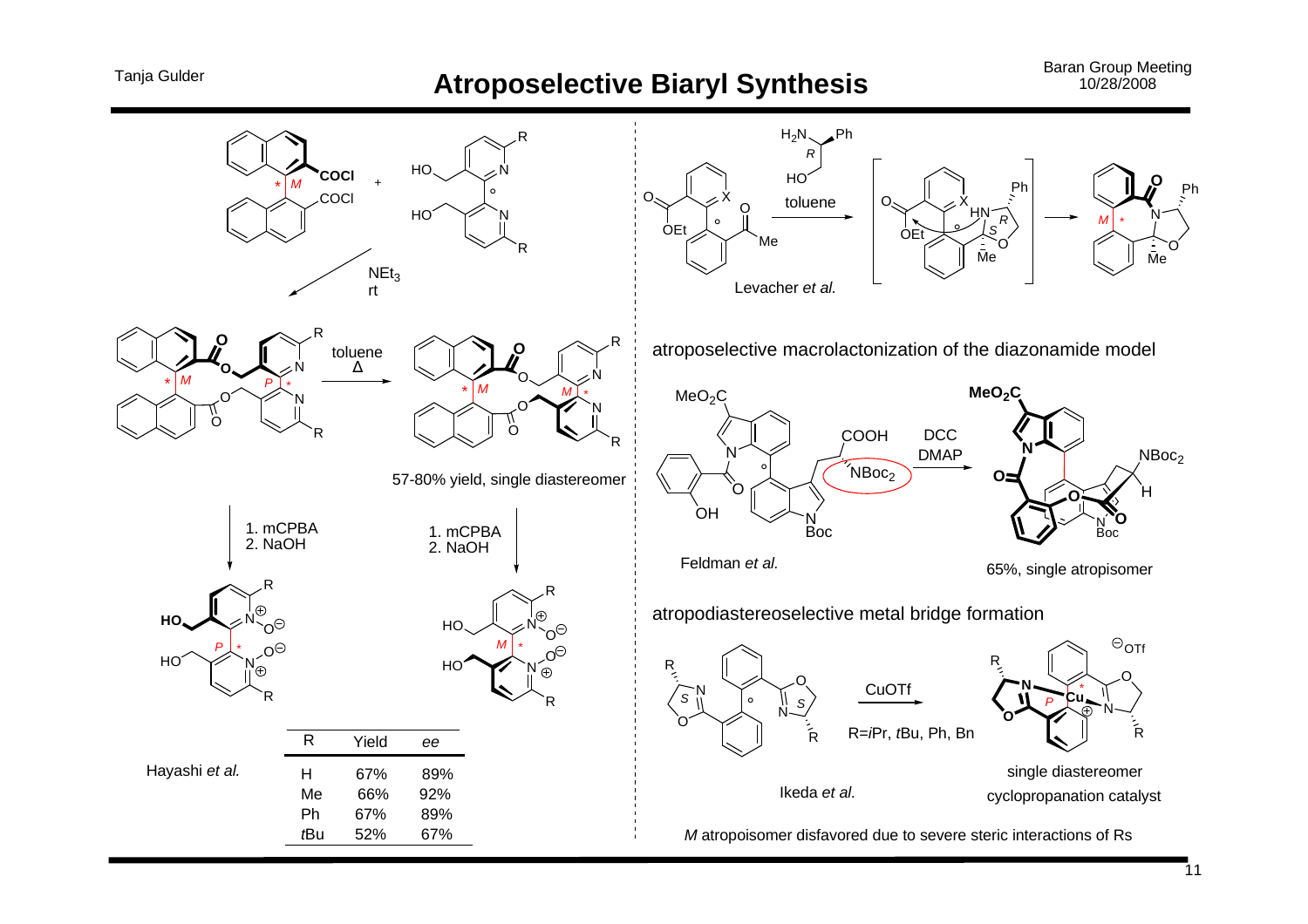# Atroposelective Biaryl Synthesis

NEt$_3$, rt

toluene, Δ

57-80% yield, single diastereomer

1. mCPBA
2. NaOH

1. mCPBA
2. NaOH

Hayashi *et al.*

| R | Yield | *ee* |
|---|---|---|
| H | 67% | 89% |
| Me | 66% | 92% |
| Ph | 67% | 89% |
| *t*Bu | 52% | 67% |

toluene

Levacher *et al.*

atroposelective macrolactonization of the diazonamide model

DCC, DMAP

Feldman *et al.*

65%, single atropisomer

atropodiastereoselective metal bridge formation

CuOTf

R=*i*Pr, *t*Bu, Ph, Bn

Ikeda *et al.*

single diastereomer
cyclopropanation catalyst

*M* atropoisomer disfavored due to severe steric interactions of Rs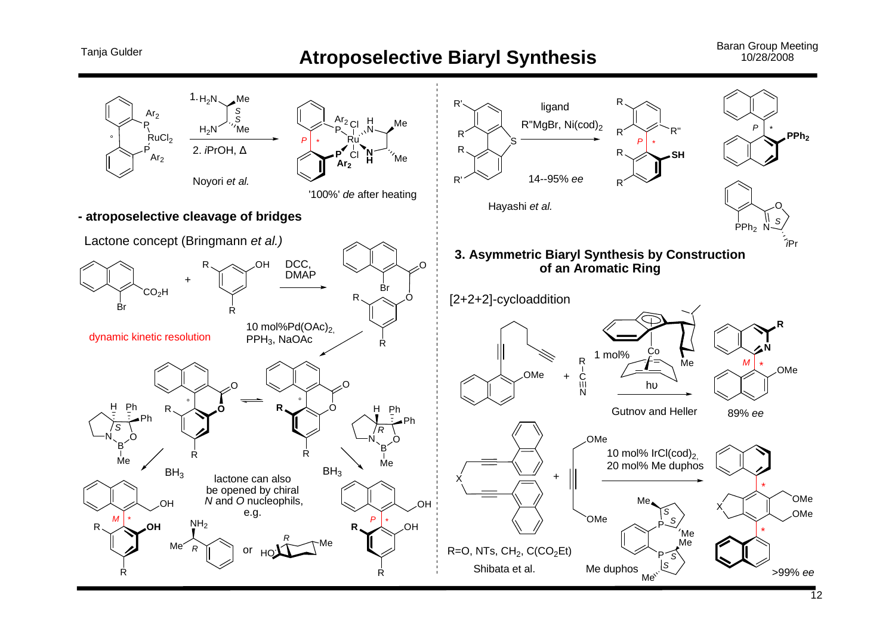# Atroposelective Biaryl Synthesis

1. $H_2N$–CH(Me)–CH(Me)–$NH_2$ (S,S)
2. *i*PrOH, Δ

Noyori *et al.*

'100%' *de* after heating

**- atroposelective cleavage of bridges**

Lactone concept (Bringmann *et al.)*

DCC, DMAP

dynamic kinetic resolution

10 mol%Pd(OAc)$_2$, PPH$_3$, NaOAc

$BH_3$

lactone can also be opened by chiral *N* and *O* nucleophiles, e.g.

or

ligand

R"MgBr, Ni(cod)$_2$

14--95% *ee*

Hayashi *et al.*

### 3. Asymmetric Biaryl Synthesis by Construction of an Aromatic Ring

[2+2+2]-cycloaddition

1 mol%

hυ

Gutnov and Heller

89% *ee*

10 mol% IrCl(cod)$_2$, 20 mol% Me duphos

R=O, NTs, CH$_2$, C(CO$_2$Et)

Shibata et al.

Me duphos

>99% *ee*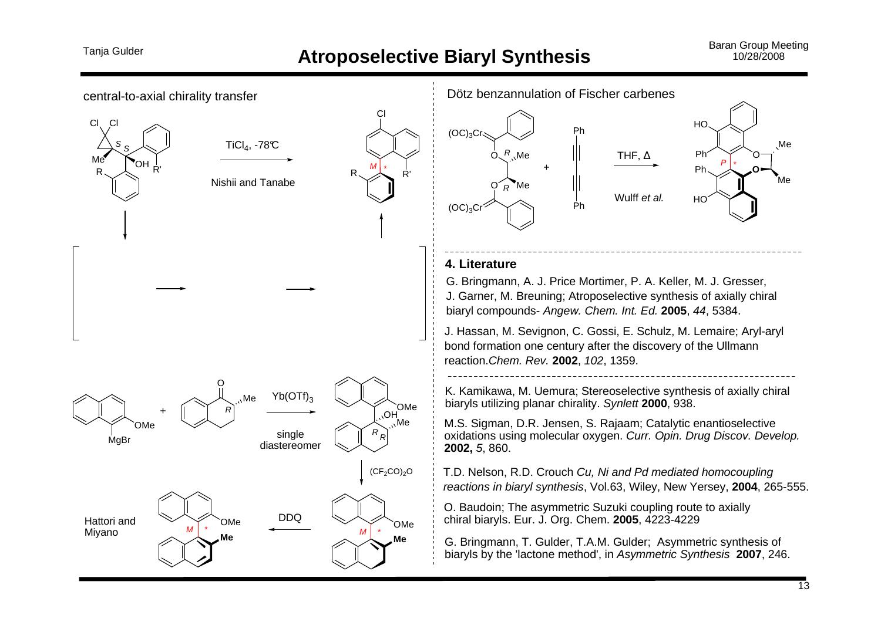# Atroposelective Biaryl Synthesis

central-to-axial chirality transfer

$TiCl_4$, -78°C

Nishii and Tanabe

$Yb(OTf)_3$

single diastereomer

$(CF_2CO)_2O$

DDQ

Hattori and Miyano

Dötz benzannulation of Fischer carbenes

THF, Δ

Wulff *et al.*

## 4. Literature

G. Bringmann, A. J. Price Mortimer, P. A. Keller, M. J. Gresser, J. Garner, M. Breuning; Atroposelective synthesis of axially chiral biaryl compounds- *Angew. Chem. Int. Ed.* **2005**, *44*, 5384.

J. Hassan, M. Sevignon, C. Gossi, E. Schulz, M. Lemaire; Aryl-aryl bond formation one century after the discovery of the Ullmann reaction.*Chem. Rev.* **2002**, *102*, 1359.

K. Kamikawa, M. Uemura; Stereoselective synthesis of axially chiral biaryls utilizing planar chirality. *Synlett* **2000**, 938.

M.S. Sigman, D.R. Jensen, S. Rajaam; Catalytic enantioselective oxidations using molecular oxygen. *Curr. Opin. Drug Discov. Develop.* **2002,** *5*, 860.

T.D. Nelson, R.D. Crouch *Cu, Ni and Pd mediated homocoupling reactions in biaryl synthesis*, Vol.63, Wiley, New Yersey, **2004**, 265-555.

O. Baudoin; The asymmetric Suzuki coupling route to axially chiral biaryls. Eur. J. Org. Chem. **2005**, 4223-4229

G. Bringmann, T. Gulder, T.A.M. Gulder; Asymmetric synthesis of biaryls by the 'lactone method', in *Asymmetric Synthesis* **2007**, 246.